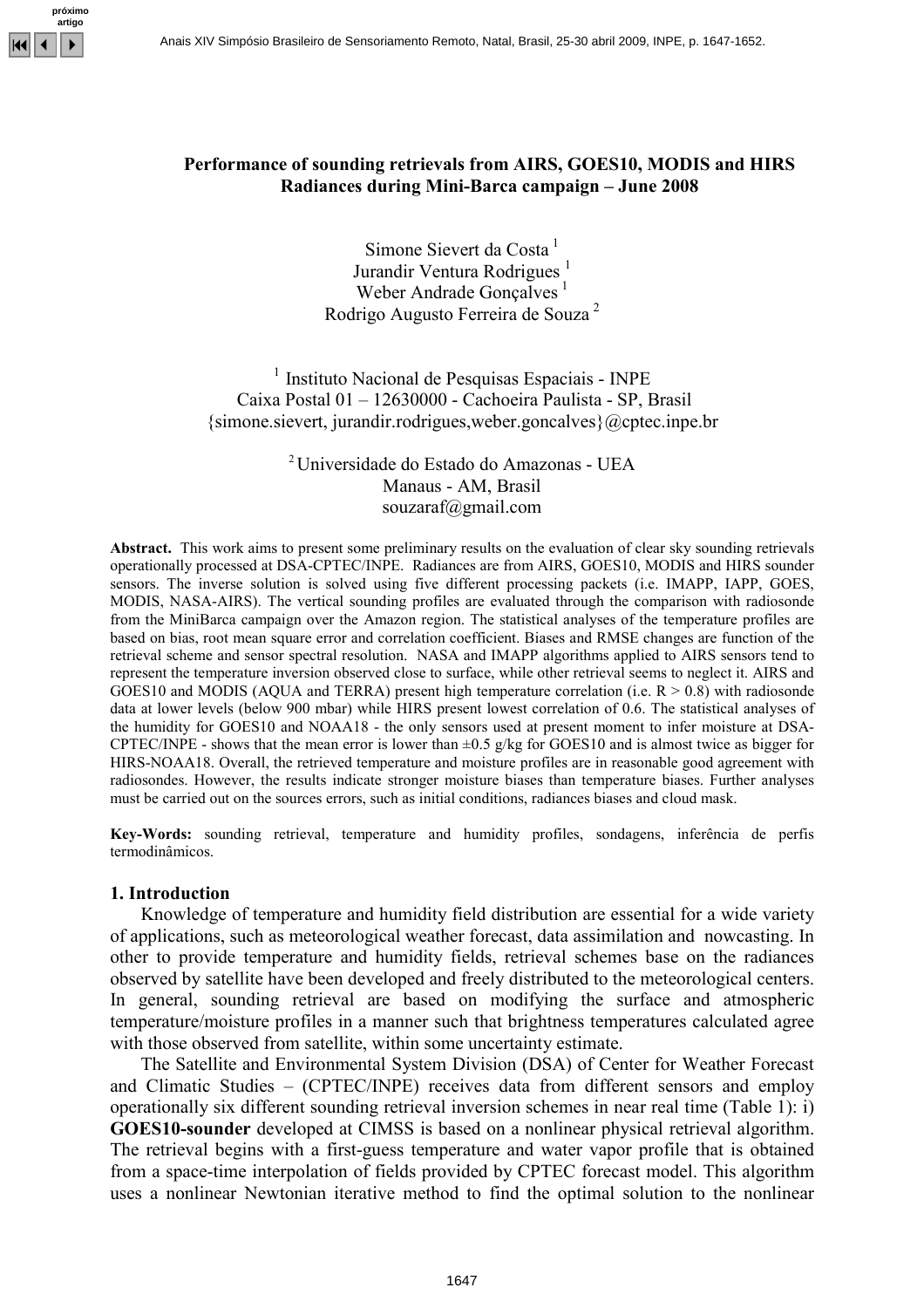# Performance of sounding retrievals from AIRS, GOES10, MODIS and HIRS Radiances during Mini-Barca campaign – June 2008

Simone Sievert da Costa [1]
Jurandir Ventura Rodrigues [1]
Weber Andrade Gonçalves [1]
Rodrigo Augusto Ferreira de Souza [2]

[1] Instituto Nacional de Pesquisas Espaciais - INPE
Caixa Postal 01 – 12630000 - Cachoeira Paulista - SP, Brasil
{simone.sievert, jurandir.rodrigues,weber.goncalves}@cptec.inpe.br

[2] Universidade do Estado do Amazonas - UEA
Manaus - AM, Brasil
souzaraf@gmail.com

**Abstract.** This work aims to present some preliminary results on the evaluation of clear sky sounding retrievals operationally processed at DSA-CPTEC/INPE. Radiances are from AIRS, GOES10, MODIS and HIRS sounder sensors. The inverse solution is solved using five different processing packets (i.e. IMAPP, IAPP, GOES, MODIS, NASA-AIRS). The vertical sounding profiles are evaluated through the comparison with radiosonde from the MiniBarca campaign over the Amazon region. The statistical analyses of the temperature profiles are based on bias, root mean square error and correlation coefficient. Biases and RMSE changes are function of the retrieval scheme and sensor spectral resolution. NASA and IMAPP algorithms applied to AIRS sensors tend to represent the temperature inversion observed close to surface, while other retrieval seems to neglect it. AIRS and GOES10 and MODIS (AQUA and TERRA) present high temperature correlation (i.e. $R > 0.8$) with radiosonde data at lower levels (below 900 mbar) while HIRS present lowest correlation of 0.6. The statistical analyses of the humidity for GOES10 and NOAA18 - the only sensors used at present moment to infer moisture at DSA-CPTEC/INPE - shows that the mean error is lower than ±0.5 g/kg for GOES10 and is almost twice as bigger for HIRS-NOAA18. Overall, the retrieved temperature and moisture profiles are in reasonable good agreement with radiosondes. However, the results indicate stronger moisture biases than temperature biases. Further analyses must be carried out on the sources errors, such as initial conditions, radiances biases and cloud mask.

**Key-Words:** sounding retrieval, temperature and humidity profiles, sondagens, inferência de perfis termodinâmicos.

## 1. Introduction

Knowledge of temperature and humidity field distribution are essential for a wide variety of applications, such as meteorological weather forecast, data assimilation and nowcasting. In other to provide temperature and humidity fields, retrieval schemes base on the radiances observed by satellite have been developed and freely distributed to the meteorological centers. In general, sounding retrieval are based on modifying the surface and atmospheric temperature/moisture profiles in a manner such that brightness temperatures calculated agree with those observed from satellite, within some uncertainty estimate.

The Satellite and Environmental System Division (DSA) of Center for Weather Forecast and Climatic Studies – (CPTEC/INPE) receives data from different sensors and employ operationally six different sounding retrieval inversion schemes in near real time (Table 1): i) **GOES10-sounder** developed at CIMSS is based on a nonlinear physical retrieval algorithm. The retrieval begins with a first-guess temperature and water vapor profile that is obtained from a space-time interpolation of fields provided by CPTEC forecast model. This algorithm uses a nonlinear Newtonian iterative method to find the optimal solution to the nonlinear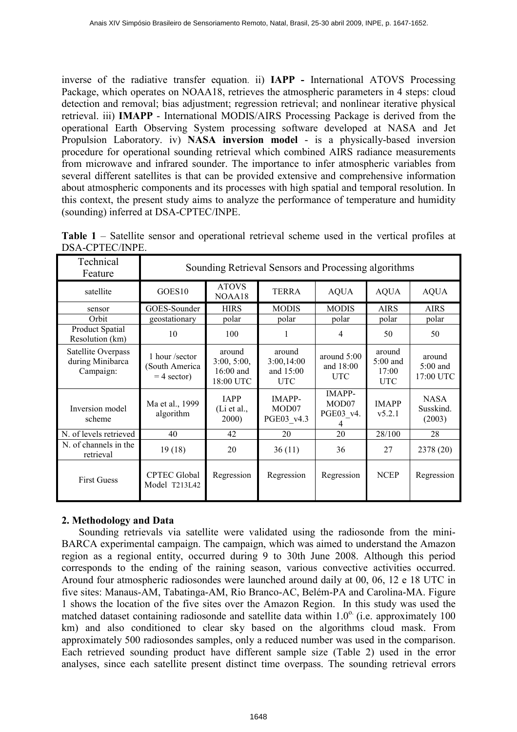inverse of the radiative transfer equation. ii) **IAPP -** International ATOVS Processing Package, which operates on NOAA18, retrieves the atmospheric parameters in 4 steps: cloud detection and removal; bias adjustment; regression retrieval; and nonlinear iterative physical retrieval. iii) **IMAPP** - International MODIS/AIRS Processing Package is derived from the operational Earth Observing System processing software developed at NASA and Jet Propulsion Laboratory. iv) **NASA inversion model** - is a physically-based inversion procedure for operational sounding retrieval which combined AIRS radiance measurements from microwave and infrared sounder. The importance to infer atmospheric variables from several different satellites is that can be provided extensive and comprehensive information about atmospheric components and its processes with high spatial and temporal resolution. In this context, the present study aims to analyze the performance of temperature and humidity (sounding) inferred at DSA-CPTEC/INPE.

**Table 1** – Satellite sensor and operational retrieval scheme used in the vertical profiles at DSA-CPTEC/INPE.

| Technical Feature | Sounding Retrieval Sensors and Processing algorithms | | | | | |
|---|---|---|---|---|---|---|
| satellite | GOES10 | ATOVS NOAA18 | TERRA | AQUA | AQUA | AQUA |
| sensor | GOES-Sounder | HIRS | MODIS | MODIS | AIRS | AIRS |
| Orbit | geostationary | polar | polar | polar | polar | polar |
| Product Spatial Resolution (km) | 10 | 100 | 1 | 4 | 50 | 50 |
| Satellite Overpass during Minibarca Campaign: | 1 hour /sector (South America = 4 sector) | around 3:00, 5:00, 16:00 and 18:00 UTC | around 3:00,14:00 and 15:00 UTC | around 5:00 and 18:00 UTC | around 5:00 and 17:00 UTC | around 5:00 and 17:00 UTC |
| Inversion model scheme | Ma et al., 1999 algorithm | IAPP (Li et al., 2000) | IMAPP-MOD07 PGE03_v4.3 | IMAPP-MOD07 PGE03_v4.4 | IMAPP v5.2.1 | NASA Susskind. (2003) |
| N. of levels retrieved | 40 | 42 | 20 | 20 | 28/100 | 28 |
| N. of channels in the retrieval | 19 (18) | 20 | 36 (11) | 36 | 27 | 2378 (20) |
| First Guess | CPTEC Global Model T213L42 | Regression | Regression | Regression | NCEP | Regression |

## 2. Methodology and Data

Sounding retrievals via satellite were validated using the radiosonde from the mini-BARCA experimental campaign. The campaign, which was aimed to understand the Amazon region as a regional entity, occurred during 9 to 30th June 2008. Although this period corresponds to the ending of the raining season, various convective activities occurred. Around four atmospheric radiosondes were launched around daily at 00, 06, 12 e 18 UTC in five sites: Manaus-AM, Tabatinga-AM, Rio Branco-AC, Belém-PA and Carolina-MA. Figure 1 shows the location of the five sites over the Amazon Region. In this study was used the matched dataset containing radiosonde and satellite data within $1.0^{o}$ (i.e. approximately 100 km) and also conditioned to clear sky based on the algorithms cloud mask. From approximately 500 radiosondes samples, only a reduced number was used in the comparison. Each retrieved sounding product have different sample size (Table 2) used in the error analyses, since each satellite present distinct time overpass. The sounding retrieval errors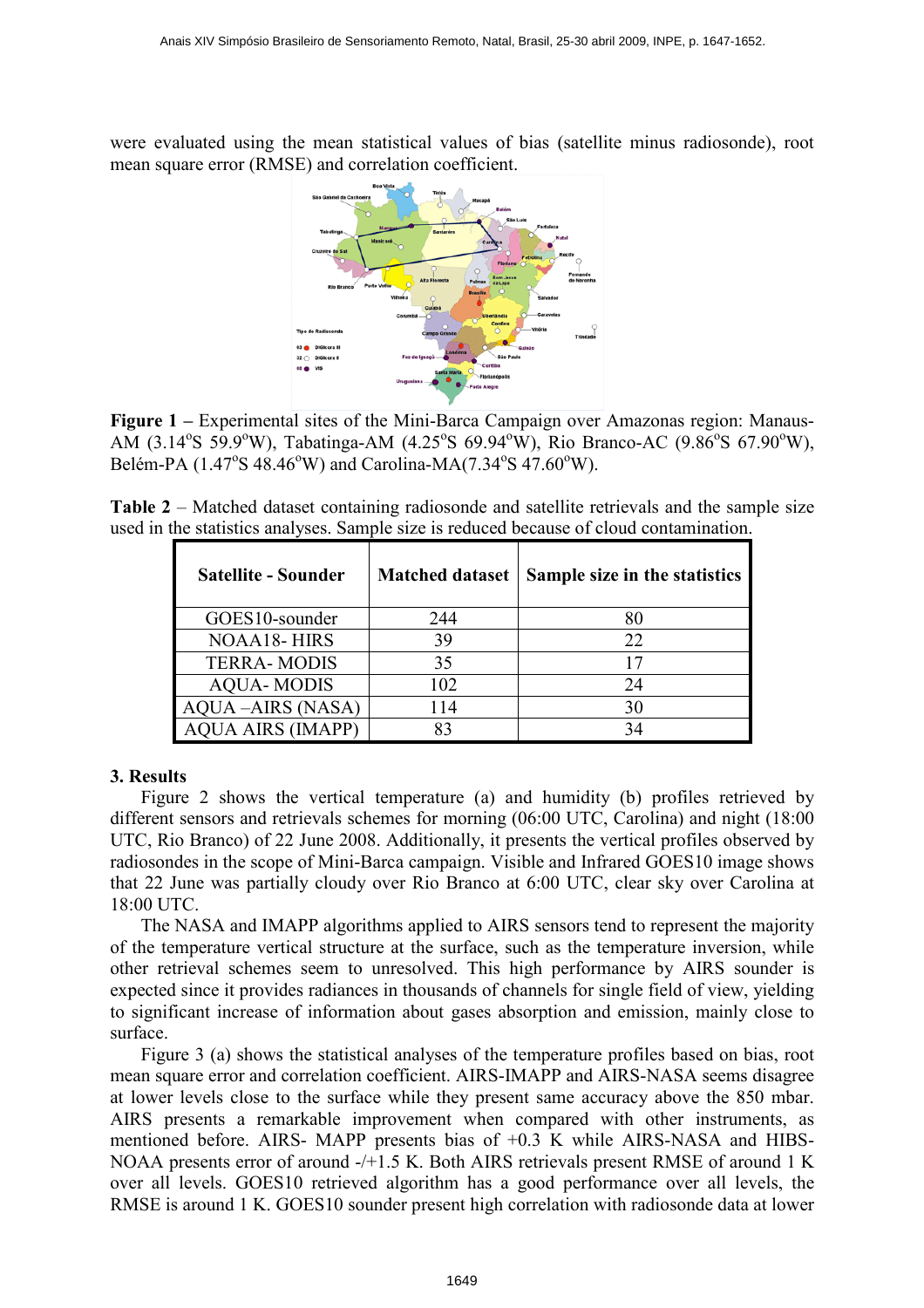were evaluated using the mean statistical values of bias (satellite minus radiosonde), root mean square error (RMSE) and correlation coefficient.

**Figure 1 –** Experimental sites of the Mini-Barca Campaign over Amazonas region: Manaus-AM (3.14°S 59.9°W), Tabatinga-AM (4.25°S 69.94°W), Rio Branco-AC (9.86°S 67.90°W), Belém-PA (1.47°S 48.46°W) and Carolina-MA(7.34°S 47.60°W).

**Table 2** – Matched dataset containing radiosonde and satellite retrievals and the sample size used in the statistics analyses. Sample size is reduced because of cloud contamination.

| Satellite - Sounder | Matched dataset | Sample size in the statistics |
|---|---|---|
| GOES10-sounder | 244 | 80 |
| NOAA18- HIRS | 39 | 22 |
| TERRA- MODIS | 35 | 17 |
| AQUA- MODIS | 102 | 24 |
| AQUA –AIRS (NASA) | 114 | 30 |
| AQUA AIRS (IMAPP) | 83 | 34 |

## 3. Results

Figure 2 shows the vertical temperature (a) and humidity (b) profiles retrieved by different sensors and retrievals schemes for morning (06:00 UTC, Carolina) and night (18:00 UTC, Rio Branco) of 22 June 2008. Additionally, it presents the vertical profiles observed by radiosondes in the scope of Mini-Barca campaign. Visible and Infrared GOES10 image shows that 22 June was partially cloudy over Rio Branco at 6:00 UTC, clear sky over Carolina at 18:00 UTC.

The NASA and IMAPP algorithms applied to AIRS sensors tend to represent the majority of the temperature vertical structure at the surface, such as the temperature inversion, while other retrieval schemes seem to unresolved. This high performance by AIRS sounder is expected since it provides radiances in thousands of channels for single field of view, yielding to significant increase of information about gases absorption and emission, mainly close to surface.

Figure 3 (a) shows the statistical analyses of the temperature profiles based on bias, root mean square error and correlation coefficient. AIRS-IMAPP and AIRS-NASA seems disagree at lower levels close to the surface while they present same accuracy above the 850 mbar. AIRS presents a remarkable improvement when compared with other instruments, as mentioned before. AIRS- MAPP presents bias of +0.3 K while AIRS-NASA and HIBS-NOAA presents error of around -/+1.5 K. Both AIRS retrievals present RMSE of around 1 K over all levels. GOES10 retrieved algorithm has a good performance over all levels, the RMSE is around 1 K. GOES10 sounder present high correlation with radiosonde data at lower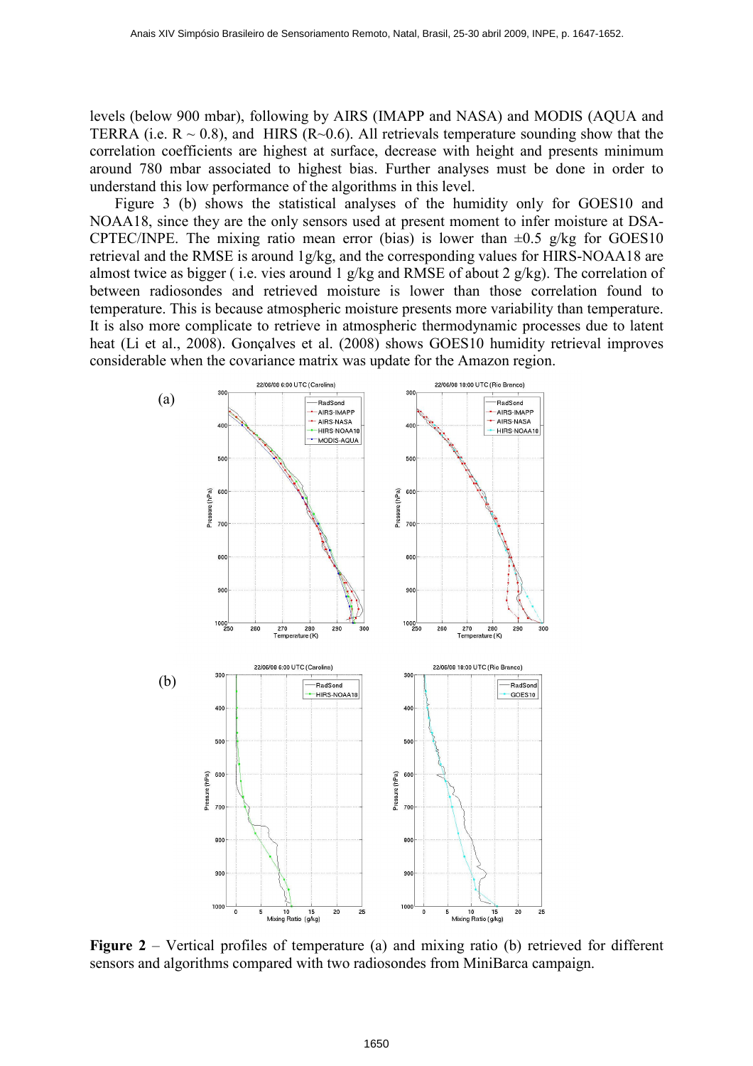levels (below 900 mbar), following by AIRS (IMAPP and NASA) and MODIS (AQUA and TERRA (i.e. R ~ 0.8), and HIRS (R~0.6). All retrievals temperature sounding show that the correlation coefficients are highest at surface, decrease with height and presents minimum around 780 mbar associated to highest bias. Further analyses must be done in order to understand this low performance of the algorithms in this level.

Figure 3 (b) shows the statistical analyses of the humidity only for GOES10 and NOAA18, since they are the only sensors used at present moment to infer moisture at DSA-CPTEC/INPE. The mixing ratio mean error (bias) is lower than ±0.5 g/kg for GOES10 retrieval and the RMSE is around 1g/kg, and the corresponding values for HIRS-NOAA18 are almost twice as bigger ( i.e. vies around 1 g/kg and RMSE of about 2 g/kg). The correlation of between radiosondes and retrieved moisture is lower than those correlation found to temperature. This is because atmospheric moisture presents more variability than temperature. It is also more complicate to retrieve in atmospheric thermodynamic processes due to latent heat (Li et al., 2008). Gonçalves et al. (2008) shows GOES10 humidity retrieval improves considerable when the covariance matrix was update for the Amazon region.

**Figure 2** – Vertical profiles of temperature (a) and mixing ratio (b) retrieved for different sensors and algorithms compared with two radiosondes from MiniBarca campaign.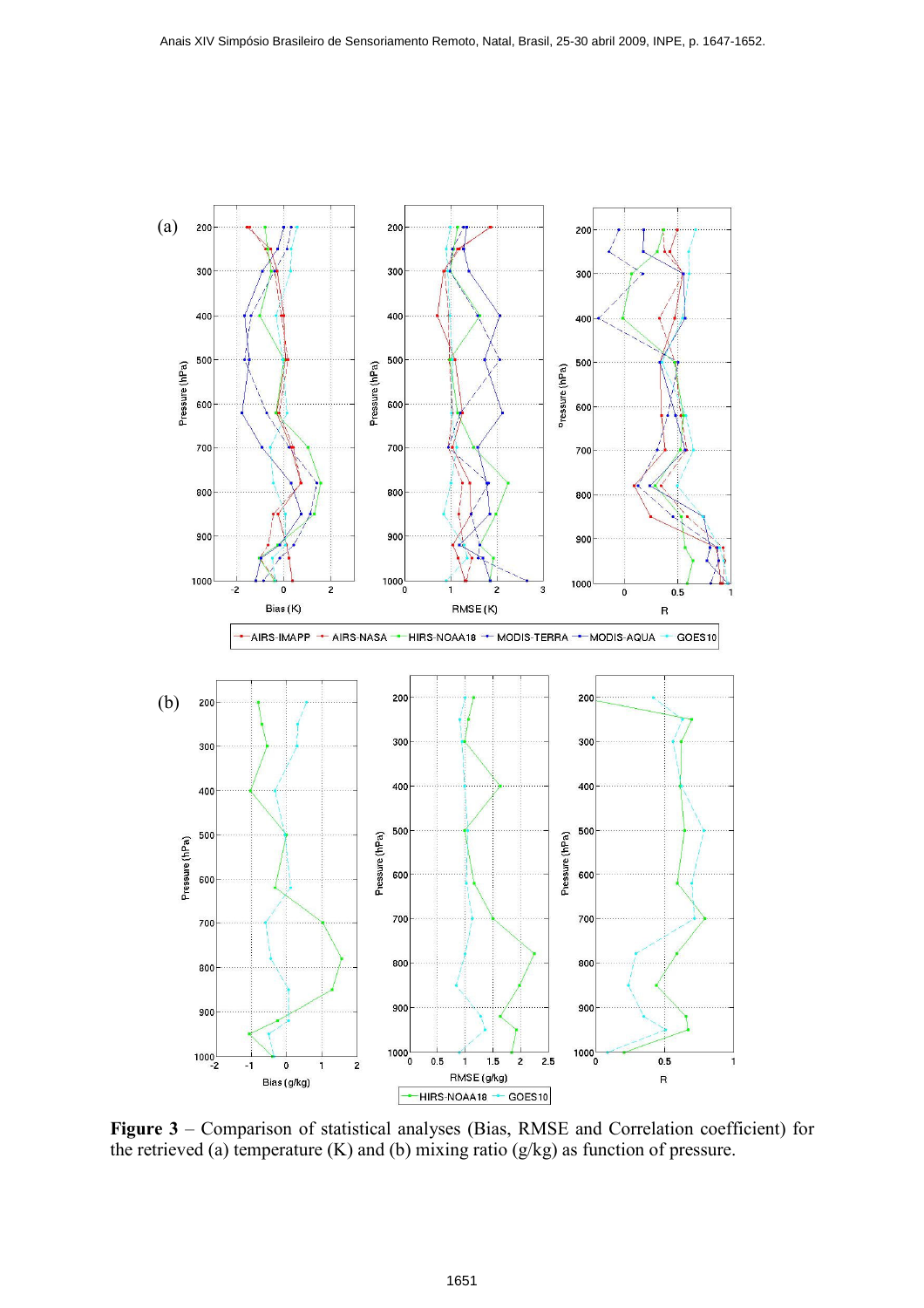**Figure 3** – Comparison of statistical analyses (Bias, RMSE and Correlation coefficient) for the retrieved (a) temperature (K) and (b) mixing ratio (g/kg) as function of pressure.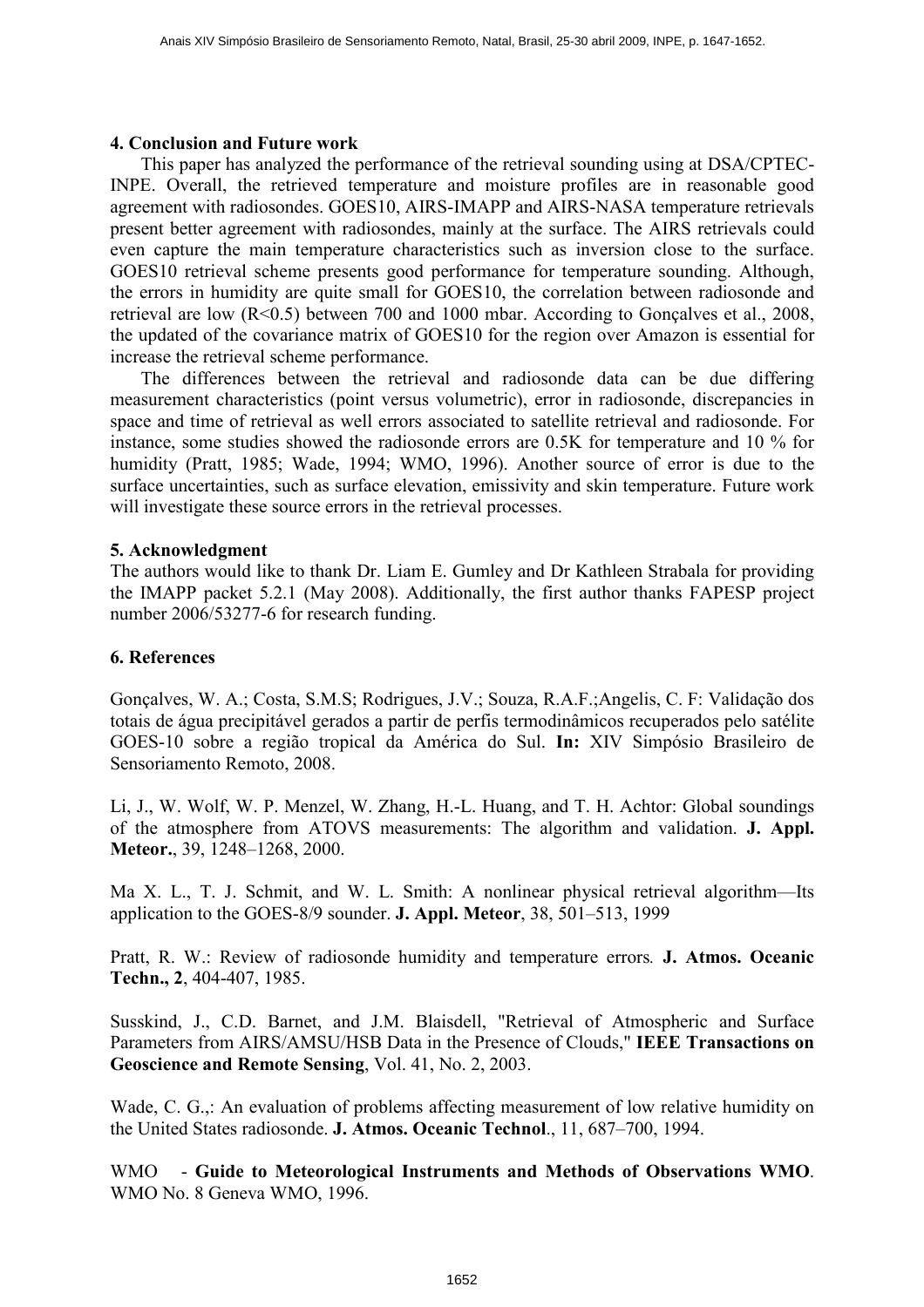## 4. Conclusion and Future work

This paper has analyzed the performance of the retrieval sounding using at DSA/CPTEC-INPE. Overall, the retrieved temperature and moisture profiles are in reasonable good agreement with radiosondes. GOES10, AIRS-IMAPP and AIRS-NASA temperature retrievals present better agreement with radiosondes, mainly at the surface. The AIRS retrievals could even capture the main temperature characteristics such as inversion close to the surface. GOES10 retrieval scheme presents good performance for temperature sounding. Although, the errors in humidity are quite small for GOES10, the correlation between radiosonde and retrieval are low ($R<0.5$) between 700 and 1000 mbar. According to Gonçalves et al., 2008, the updated of the covariance matrix of GOES10 for the region over Amazon is essential for increase the retrieval scheme performance.

The differences between the retrieval and radiosonde data can be due differing measurement characteristics (point versus volumetric), error in radiosonde, discrepancies in space and time of retrieval as well errors associated to satellite retrieval and radiosonde. For instance, some studies showed the radiosonde errors are 0.5K for temperature and 10 % for humidity (Pratt, 1985; Wade, 1994; WMO, 1996). Another source of error is due to the surface uncertainties, such as surface elevation, emissivity and skin temperature. Future work will investigate these source errors in the retrieval processes.

## 5. Acknowledgment

The authors would like to thank Dr. Liam E. Gumley and Dr Kathleen Strabala for providing the IMAPP packet 5.2.1 (May 2008). Additionally, the first author thanks FAPESP project number 2006/53277-6 for research funding.

## 6. References

Gonçalves, W. A.; Costa, S.M.S; Rodrigues, J.V.; Souza, R.A.F.;Angelis, C. F: Validação dos totais de água precipitável gerados a partir de perfis termodinâmicos recuperados pelo satélite GOES-10 sobre a região tropical da América do Sul. **In:** XIV Simpósio Brasileiro de Sensoriamento Remoto, 2008.

Li, J., W. Wolf, W. P. Menzel, W. Zhang, H.-L. Huang, and T. H. Achtor: Global soundings of the atmosphere from ATOVS measurements: The algorithm and validation. **J. Appl. Meteor.**, 39, 1248–1268, 2000.

Ma X. L., T. J. Schmit, and W. L. Smith: A nonlinear physical retrieval algorithm—Its application to the GOES-8/9 sounder. **J. Appl. Meteor**, 38, 501–513, 1999

Pratt, R. W.: Review of radiosonde humidity and temperature errors. **J. Atmos. Oceanic Techn., 2**, 404-407, 1985.

Susskind, J., C.D. Barnet, and J.M. Blaisdell, "Retrieval of Atmospheric and Surface Parameters from AIRS/AMSU/HSB Data in the Presence of Clouds," **IEEE Transactions on Geoscience and Remote Sensing**, Vol. 41, No. 2, 2003.

Wade, C. G.,: An evaluation of problems affecting measurement of low relative humidity on the United States radiosonde. **J. Atmos. Oceanic Technol**., 11, 687–700, 1994.

WMO - **Guide to Meteorological Instruments and Methods of Observations WMO**. WMO No. 8 Geneva WMO, 1996.